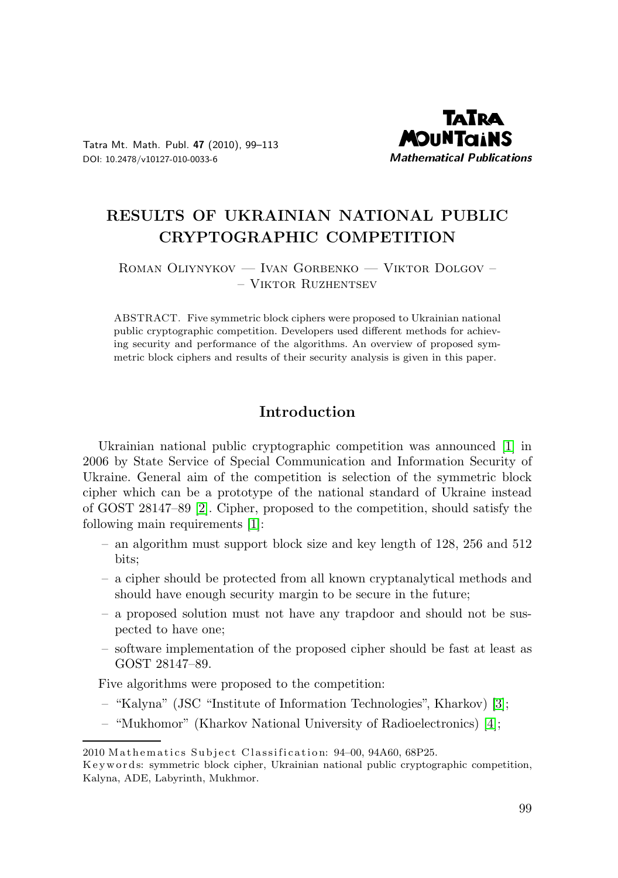# RESULTS OF UKRAINIAN NATIONAL PUBLIC CRYPTOGRAPHIC COMPETITION

Roman Oliynykov — Ivan Gorbenko — Viktor Dolgov — Viktor Ruzhentsev

ABSTRACT. Five symmetric block ciphers were proposed to Ukrainian national public cryptographic competition. Developers used different methods for achieving security and performance of the algorithms. An overview of proposed symmetric block ciphers and results of their security analysis is given in this paper.

## Introduction

Ukrainian national public cryptographic competition was announced [1] in 2006 by State Service of Special Communication and Information Security of Ukraine. General aim of the competition is selection of the symmetric block cipher which can be a prototype of the national standard of Ukraine instead of GOST 28147–89 [2]. Cipher, proposed to the competition, should satisfy the following main requirements [1]:

- an algorithm must support block size and key length of 128, 256 and 512 bits;
- a cipher should be protected from all known cryptanalytical methods and should have enough security margin to be secure in the future;
- a proposed solution must not have any trapdoor and should not be suspected to have one;
- software implementation of the proposed cipher should be fast at least as GOST 28147–89.

Five algorithms were proposed to the competition:

- "Kalyna" (JSC "Institute of Information Technologies", Kharkov) [3];
- "Mukhomor" (Kharkov National University of Radioelectronics) [4];

2010 Mathematics Subject Classification: 94–00, 94A60, 68P25.

Keywords: symmetric block cipher, Ukrainian national public cryptographic competition, Kalyna, ADE, Labyrinth, Mukhmor.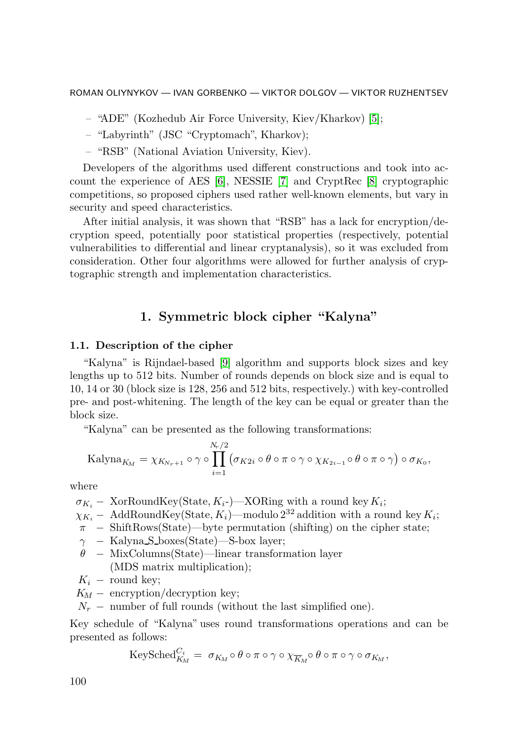– "ADE" (Kozhedub Air Force University, Kiev/Kharkov) [5];

– "Labyrinth" (JSC "Cryptomach", Kharkov);

– "RSB" (National Aviation University, Kiev).

Developers of the algorithms used different constructions and took into account the experience of AES [6], NESSIE [7] and CryptRec [8] cryptographic competitions, so proposed ciphers used rather well-known elements, but vary in security and speed characteristics.

After initial analysis, it was shown that "RSB" has a lack for encryption/decryption speed, potentially poor statistical properties (respectively, potential vulnerabilities to differential and linear cryptanalysis), so it was excluded from consideration. Other four algorithms were allowed for further analysis of cryptographic strength and implementation characteristics.

## 1. Symmetric block cipher "Kalyna"

### 1.1. Description of the cipher

"Kalyna" is Rijndael-based [9] algorithm and supports block sizes and key lengths up to 512 bits. Number of rounds depends on block size and is equal to 10, 14 or 30 (block size is 128, 256 and 512 bits, respectively.) with key-controlled pre- and post-whitening. The length of the key can be equal or greater than the block size.

"Kalyna" can be presented as the following transformations:

$$\text{Kalyna}_{K_M} = \chi_{K_{N_r+1}} \circ \gamma \circ \prod_{i=1}^{N_r/2} \left( \sigma_{K2i} \circ \theta \circ \pi \circ \gamma \circ \chi_{K_{2i-1}} \circ \theta \circ \pi \circ \gamma \right) \circ \sigma_{K_0},$$

where

- $\sigma_{K_i}$ – XorRoundKey(State, $K_i$-)—XORing with a round key $K_i$;
- $\chi_{K_i}$ – AddRoundKey(State, $K_i$)—modulo $2^{32}$ addition with a round key $K_i$;
- $\pi$ – ShiftRows(State)—byte permutation (shifting) on the cipher state;
- $\gamma$ – Kalyna_S_boxes(State)—S-box layer;
- $\theta$ – MixColumns(State)—linear transformation layer (MDS matrix multiplication);
- $K_i$ – round key;
- $K_M$ – encryption/decryption key;
- $N_r$ – number of full rounds (without the last simplified one).

Key schedule of "Kalyna" uses round transformations operations and can be presented as follows:

$$\text{KeySched}_{K_M}^{C_i} = \sigma_{K_M} \circ \theta \circ \pi \circ \gamma \circ \chi_{\overline{K_M}} \circ \theta \circ \pi \circ \gamma \circ \sigma_{K_M},$$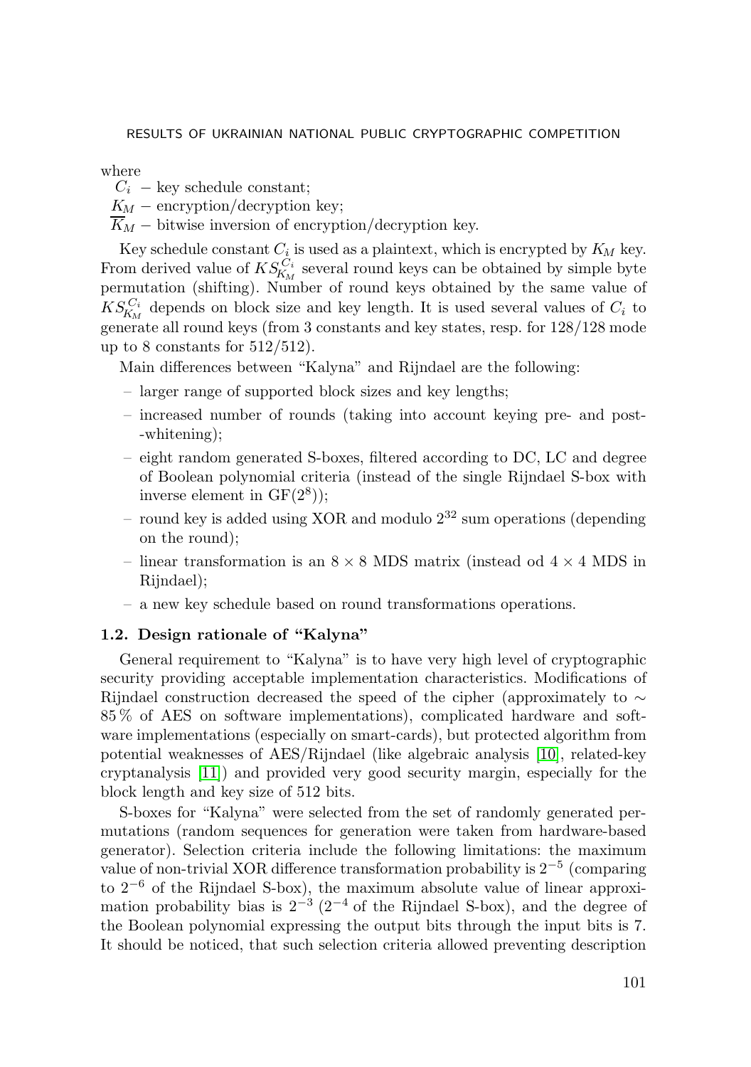where

$C_i$ – key schedule constant;

$K_M$ – encryption/decryption key;

$\overline{K}_M$ – bitwise inversion of encryption/decryption key.

Key schedule constant $C_i$ is used as a plaintext, which is encrypted by $K_M$ key. From derived value of $KS_{K_M}^{C_i}$ several round keys can be obtained by simple byte permutation (shifting). Number of round keys obtained by the same value of $KS_{K_M}^{C_i}$ depends on block size and key length. It is used several values of $C_i$ to generate all round keys (from 3 constants and key states, resp. for 128/128 mode up to 8 constants for 512/512).

Main differences between "Kalyna" and Rijndael are the following:

- larger range of supported block sizes and key lengths;
- increased number of rounds (taking into account keying pre- and post--whitening);
- eight random generated S-boxes, filtered according to DC, LC and degree of Boolean polynomial criteria (instead of the single Rijndael S-box with inverse element in $GF(2^8)$);
- round key is added using XOR and modulo $2^{32}$ sum operations (depending on the round);
- linear transformation is an $8 \times 8$ MDS matrix (instead od $4 \times 4$ MDS in Rijndael);
- a new key schedule based on round transformations operations.

### 1.2. Design rationale of "Kalyna"

General requirement to "Kalyna" is to have very high level of cryptographic security providing acceptable implementation characteristics. Modifications of Rijndael construction decreased the speed of the cipher (approximately to $\sim 85\,\%$ of AES on software implementations), complicated hardware and software implementations (especially on smart-cards), but protected algorithm from potential weaknesses of AES/Rijndael (like algebraic analysis [10], related-key cryptanalysis [11]) and provided very good security margin, especially for the block length and key size of 512 bits.

S-boxes for "Kalyna" were selected from the set of randomly generated permutations (random sequences for generation were taken from hardware-based generator). Selection criteria include the following limitations: the maximum value of non-trivial XOR difference transformation probability is $2^{-5}$ (comparing to $2^{-6}$ of the Rijndael S-box), the maximum absolute value of linear approximation probability bias is $2^{-3}$ ($2^{-4}$ of the Rijndael S-box), and the degree of the Boolean polynomial expressing the output bits through the input bits is 7. It should be noticed, that such selection criteria allowed preventing description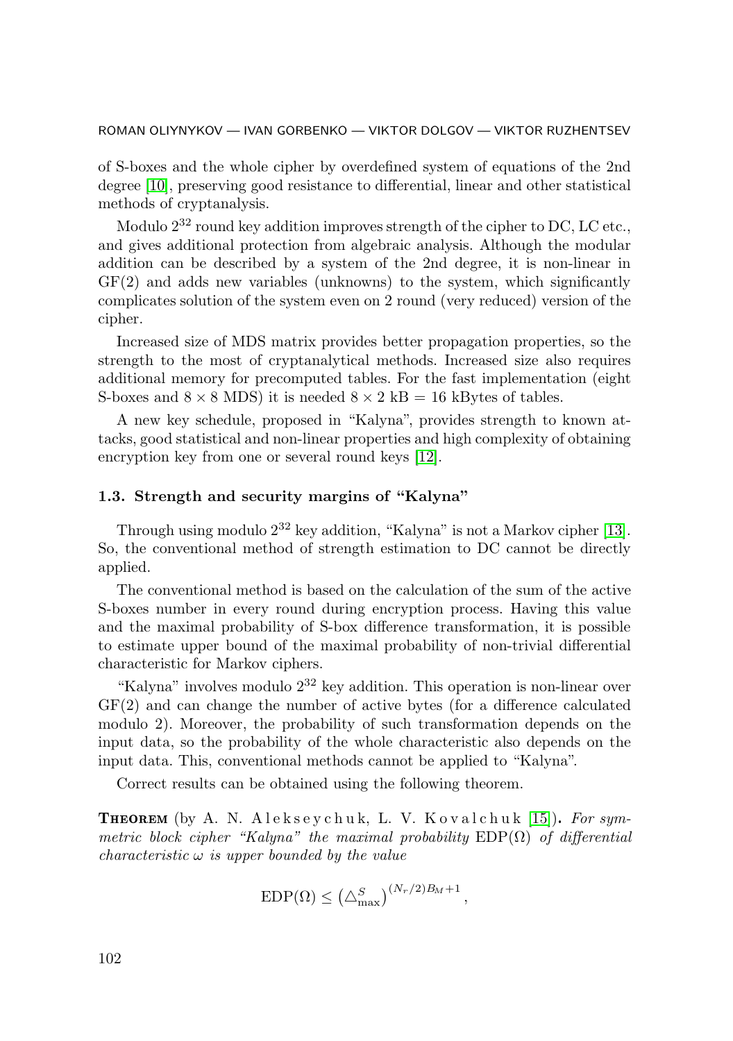of S-boxes and the whole cipher by overdefined system of equations of the 2nd degree [10], preserving good resistance to differential, linear and other statistical methods of cryptanalysis.

Modulo $2^{32}$ round key addition improves strength of the cipher to DC, LC etc., and gives additional protection from algebraic analysis. Although the modular addition can be described by a system of the 2nd degree, it is non-linear in GF(2) and adds new variables (unknowns) to the system, which significantly complicates solution of the system even on 2 round (very reduced) version of the cipher.

Increased size of MDS matrix provides better propagation properties, so the strength to the most of cryptanalytical methods. Increased size also requires additional memory for precomputed tables. For the fast implementation (eight S-boxes and $8 \times 8$ MDS) it is needed $8 \times 2$ kB = 16 kBytes of tables.

A new key schedule, proposed in "Kalyna", provides strength to known attacks, good statistical and non-linear properties and high complexity of obtaining encryption key from one or several round keys [12].

### 1.3. Strength and security margins of "Kalyna"

Through using modulo $2^{32}$ key addition, "Kalyna" is not a Markov cipher [13]. So, the conventional method of strength estimation to DC cannot be directly applied.

The conventional method is based on the calculation of the sum of the active S-boxes number in every round during encryption process. Having this value and the maximal probability of S-box difference transformation, it is possible to estimate upper bound of the maximal probability of non-trivial differential characteristic for Markov ciphers.

"Kalyna" involves modulo $2^{32}$ key addition. This operation is non-linear over GF(2) and can change the number of active bytes (for a difference calculated modulo 2). Moreover, the probability of such transformation depends on the input data, so the probability of the whole characteristic also depends on the input data. This, conventional methods cannot be applied to "Kalyna".

Correct results can be obtained using the following theorem.

**Theorem** (by A. N. Alekseychuk, L. V. Kovalchuk [15])**.** *For symmetric block cipher "Kalyna" the maximal probability* $\mathrm{EDP}(\Omega)$ *of differential characteristic* $\omega$ *is upper bounded by the value*

$$\mathrm{EDP}(\Omega) \le \left(\triangle^{S}_{\max}\right)^{(N_r/2)B_M+1},$$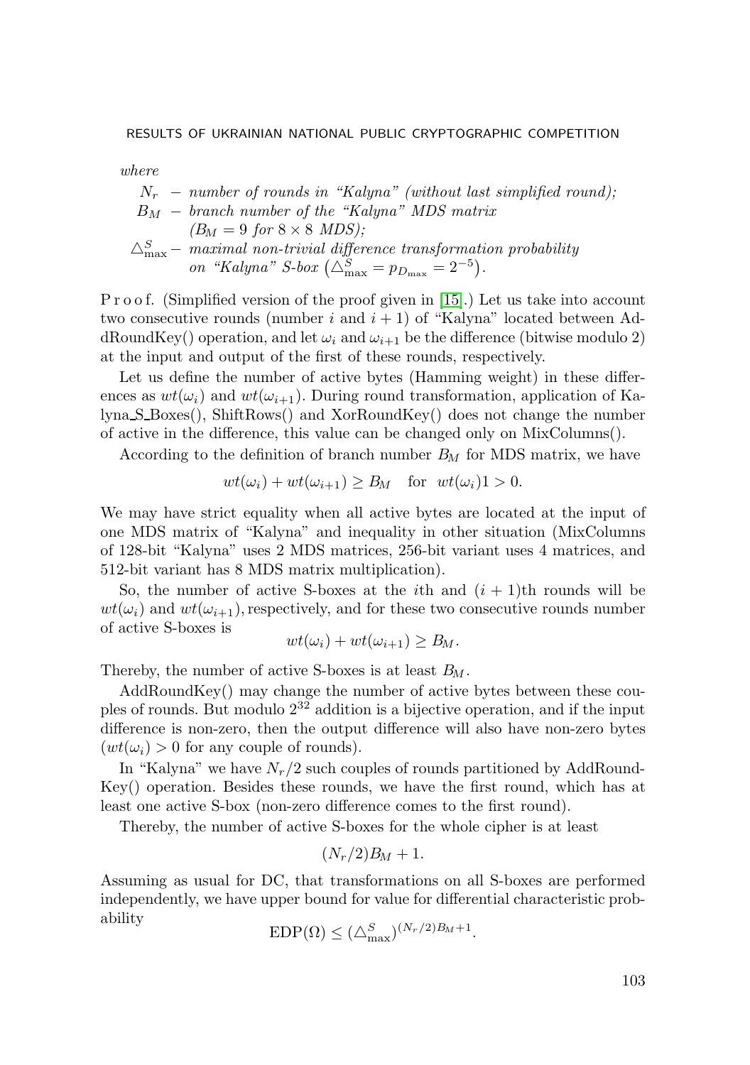*where*

- $N_r$ – *number of rounds in "Kalyna" (without last simplified round);*
- $B_M$ – *branch number of the "Kalyna" MDS matrix* *($B_M = 9$ for $8 \times 8$ MDS);*
- $\triangle^S_{\max}$ – *maximal non-trivial difference transformation probability on "Kalyna" S-box* $\left(\triangle^S_{\max} = p_{D_{\max}} = 2^{-5}\right)$.

Proof. (Simplified version of the proof given in [15].) Let us take into account two consecutive rounds (number $i$ and $i+1$) of "Kalyna" located between AddRoundKey() operation, and let $\omega_i$ and $\omega_{i+1}$ be the difference (bitwise modulo 2) at the input and output of the first of these rounds, respectively.

Let us define the number of active bytes (Hamming weight) in these differences as $wt(\omega_i)$ and $wt(\omega_{i+1})$. During round transformation, application of Kalyna_S_Boxes(), ShiftRows() and XorRoundKey() does not change the number of active in the difference, this value can be changed only on MixColumns().

According to the definition of branch number $B_M$ for MDS matrix, we have

$$wt(\omega_i) + wt(\omega_{i+1}) \geq B_M \quad \text{for} \quad wt(\omega_i)1 > 0.$$

We may have strict equality when all active bytes are located at the input of one MDS matrix of "Kalyna" and inequality in other situation (MixColumns of 128-bit "Kalyna" uses 2 MDS matrices, 256-bit variant uses 4 matrices, and 512-bit variant has 8 MDS matrix multiplication).

So, the number of active S-boxes at the $i$th and $(i+1)$th rounds will be $wt(\omega_i)$ and $wt(\omega_{i+1})$, respectively, and for these two consecutive rounds number of active S-boxes is

$$wt(\omega_i) + wt(\omega_{i+1}) \geq B_M.$$

Thereby, the number of active S-boxes is at least $B_M$.

AddRoundKey() may change the number of active bytes between these couples of rounds. But modulo $2^{32}$ addition is a bijective operation, and if the input difference is non-zero, then the output difference will also have non-zero bytes ($wt(\omega_i) > 0$ for any couple of rounds).

In "Kalyna" we have $N_r/2$ such couples of rounds partitioned by AddRoundKey() operation. Besides these rounds, we have the first round, which has at least one active S-box (non-zero difference comes to the first round).

Thereby, the number of active S-boxes for the whole cipher is at least

$$(N_r/2)B_M + 1.$$

Assuming as usual for DC, that transformations on all S-boxes are performed independently, we have upper bound for value for differential characteristic probability

$$\mathrm{EDP}(\Omega) \leq (\triangle^S_{\max})^{(N_r/2)B_M+1}.$$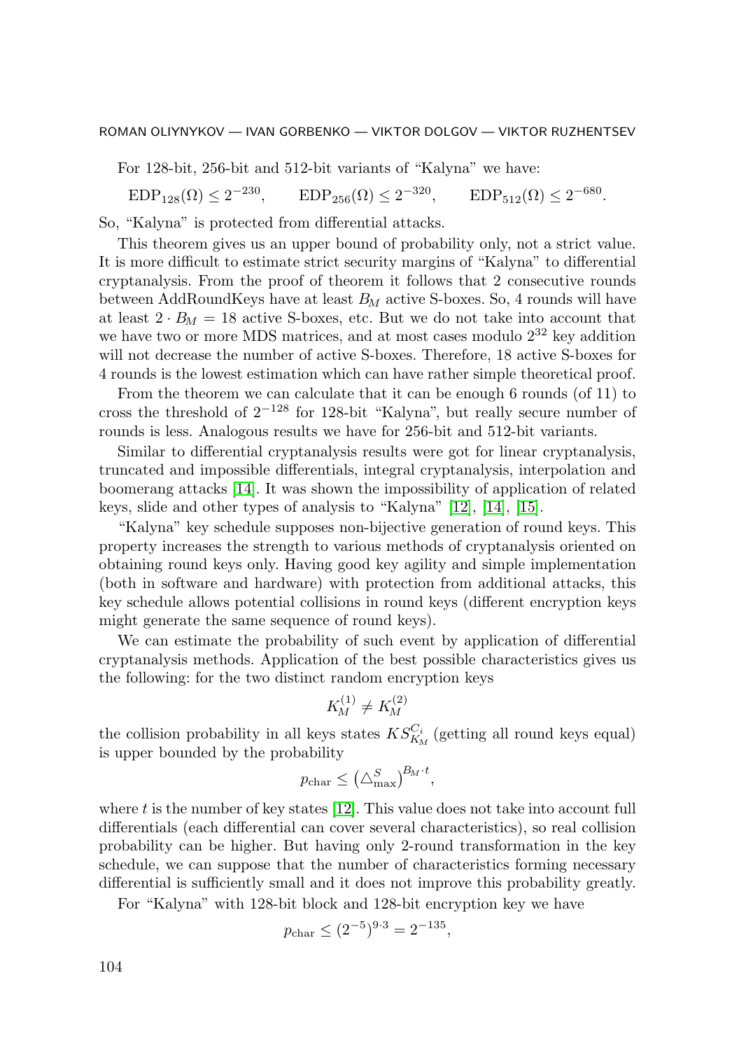For 128-bit, 256-bit and 512-bit variants of "Kalyna" we have:

$$\mathrm{EDP}_{128}(\Omega) \leq 2^{-230}, \qquad \mathrm{EDP}_{256}(\Omega) \leq 2^{-320}, \qquad \mathrm{EDP}_{512}(\Omega) \leq 2^{-680}.$$

So, "Kalyna" is protected from differential attacks.

This theorem gives us an upper bound of probability only, not a strict value. It is more difficult to estimate strict security margins of "Kalyna" to differential cryptanalysis. From the proof of theorem it follows that 2 consecutive rounds between AddRoundKeys have at least $B_M$ active S-boxes. So, 4 rounds will have at least $2 \cdot B_M = 18$ active S-boxes, etc. But we do not take into account that we have two or more MDS matrices, and at most cases modulo $2^{32}$ key addition will not decrease the number of active S-boxes. Therefore, 18 active S-boxes for 4 rounds is the lowest estimation which can have rather simple theoretical proof.

From the theorem we can calculate that it can be enough 6 rounds (of 11) to cross the threshold of $2^{-128}$ for 128-bit "Kalyna", but really secure number of rounds is less. Analogous results we have for 256-bit and 512-bit variants.

Similar to differential cryptanalysis results were got for linear cryptanalysis, truncated and impossible differentials, integral cryptanalysis, interpolation and boomerang attacks [14]. It was shown the impossibility of application of related keys, slide and other types of analysis to "Kalyna" [12], [14], [15].

"Kalyna" key schedule supposes non-bijective generation of round keys. This property increases the strength to various methods of cryptanalysis oriented on obtaining round keys only. Having good key agility and simple implementation (both in software and hardware) with protection from additional attacks, this key schedule allows potential collisions in round keys (different encryption keys might generate the same sequence of round keys).

We can estimate the probability of such event by application of differential cryptanalysis methods. Application of the best possible characteristics gives us the following: for the two distinct random encryption keys

$$K_M^{(1)} \neq K_M^{(2)}$$

the collision probability in all keys states $KS_{K_M}^{C_i}$ (getting all round keys equal) is upper bounded by the probability

$$p_{\mathrm{char}} \leq \left(\triangle_{\max}^{S}\right)^{B_M \cdot t},$$

where $t$ is the number of key states [12]. This value does not take into account full differentials (each differential can cover several characteristics), so real collision probability can be higher. But having only 2-round transformation in the key schedule, we can suppose that the number of characteristics forming necessary differential is sufficiently small and it does not improve this probability greatly.

For "Kalyna" with 128-bit block and 128-bit encryption key we have

$$p_{\mathrm{char}} \leq (2^{-5})^{9 \cdot 3} = 2^{-135},$$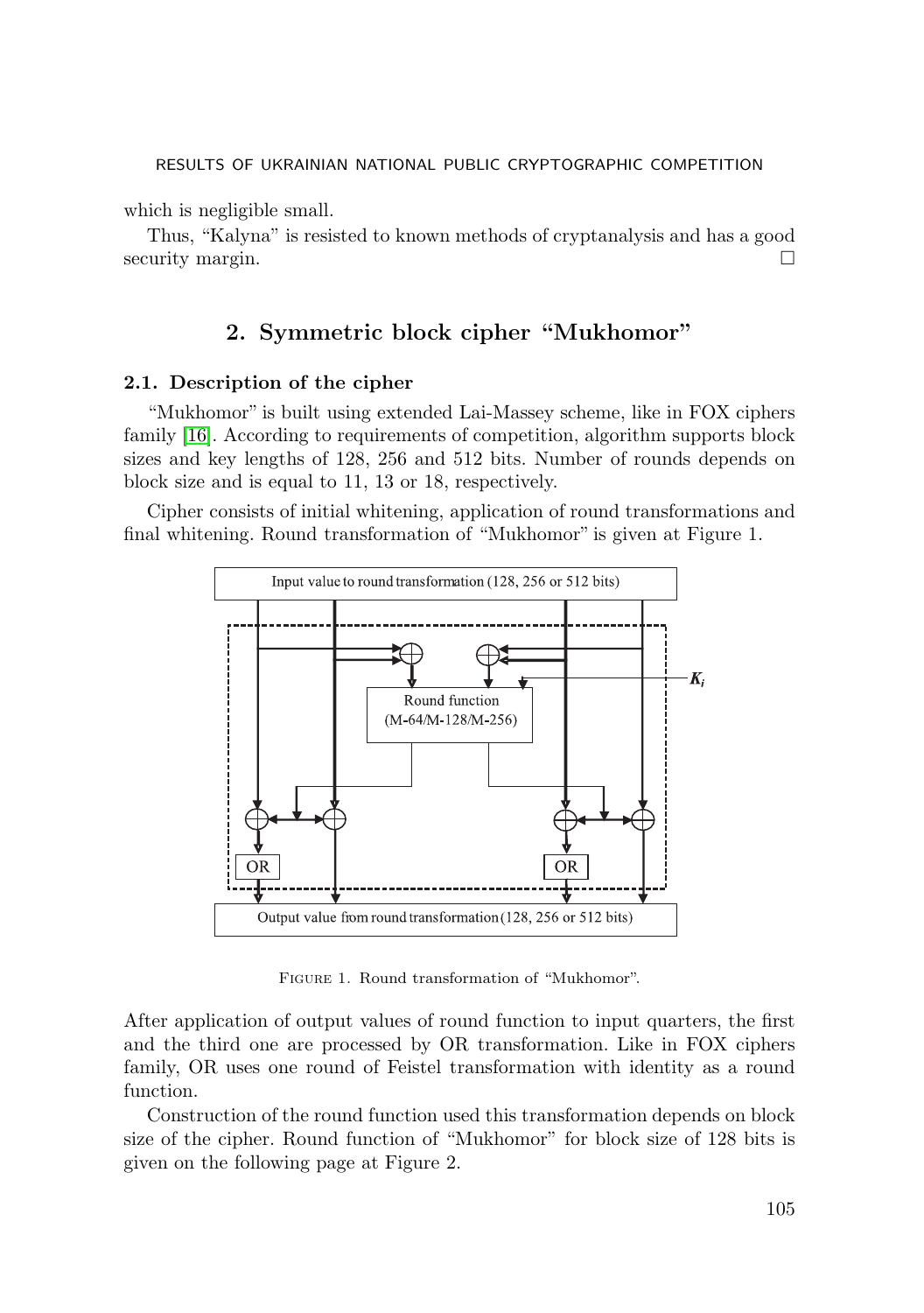which is negligible small.

Thus, “Kalyna” is resisted to known methods of cryptanalysis and has a good security margin. □

## 2. Symmetric block cipher “Mukhomor”

### 2.1. Description of the cipher

“Mukhomor” is built using extended Lai-Massey scheme, like in FOX ciphers family [16]. According to requirements of competition, algorithm supports block sizes and key lengths of 128, 256 and 512 bits. Number of rounds depends on block size and is equal to 11, 13 or 18, respectively.

Cipher consists of initial whitening, application of round transformations and final whitening. Round transformation of “Mukhomor” is given at Figure 1.

Input value to round transformation (128, 256 or 512 bits)

Round function (M-64/M-128/M-256)

$K_i$

OR

OR

Output value from round transformation (128, 256 or 512 bits)

Figure 1. Round transformation of “Mukhomor”.

After application of output values of round function to input quarters, the first and the third one are processed by OR transformation. Like in FOX ciphers family, OR uses one round of Feistel transformation with identity as a round function.

Construction of the round function used this transformation depends on block size of the cipher. Round function of “Mukhomor” for block size of 128 bits is given on the following page at Figure 2.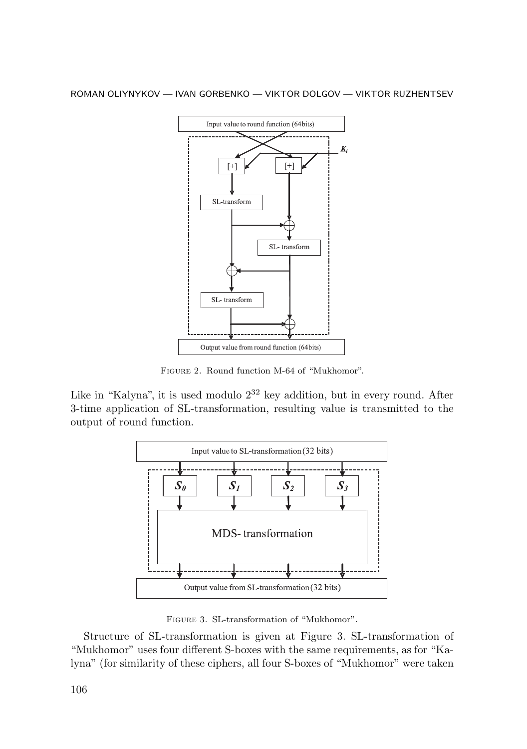Figure 2. Round function M-64 of "Mukhomor".

Like in "Kalyna", it is used modulo $2^{32}$ key addition, but in every round. After 3-time application of SL-transformation, resulting value is transmitted to the output of round function.

Figure 3. SL-transformation of "Mukhomor".

Structure of SL-transformation is given at Figure 3. SL-transformation of "Mukhomor" uses four different S-boxes with the same requirements, as for "Kalyna" (for similarity of these ciphers, all four S-boxes of "Mukhomor" were taken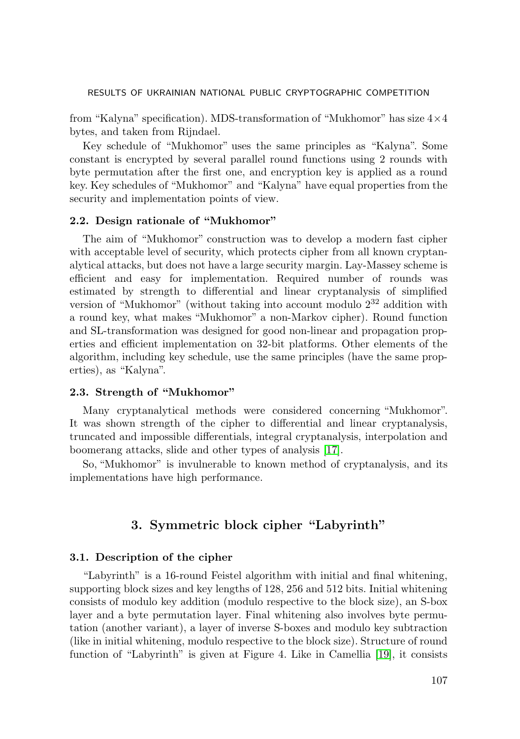from "Kalyna" specification). MDS-transformation of "Mukhomor" has size $4 \times 4$ bytes, and taken from Rijndael.

Key schedule of "Mukhomor" uses the same principles as "Kalyna". Some constant is encrypted by several parallel round functions using 2 rounds with byte permutation after the first one, and encryption key is applied as a round key. Key schedules of "Mukhomor" and "Kalyna" have equal properties from the security and implementation points of view.

### 2.2. Design rationale of "Mukhomor"

The aim of "Mukhomor" construction was to develop a modern fast cipher with acceptable level of security, which protects cipher from all known cryptanalytical attacks, but does not have a large security margin. Lay-Massey scheme is efficient and easy for implementation. Required number of rounds was estimated by strength to differential and linear cryptanalysis of simplified version of "Mukhomor" (without taking into account modulo $2^{32}$ addition with a round key, what makes "Mukhomor" a non-Markov cipher). Round function and SL-transformation was designed for good non-linear and propagation properties and efficient implementation on 32-bit platforms. Other elements of the algorithm, including key schedule, use the same principles (have the same properties), as "Kalyna".

### 2.3. Strength of "Mukhomor"

Many cryptanalytical methods were considered concerning "Mukhomor". It was shown strength of the cipher to differential and linear cryptanalysis, truncated and impossible differentials, integral cryptanalysis, interpolation and boomerang attacks, slide and other types of analysis [17].

So, "Mukhomor" is invulnerable to known method of cryptanalysis, and its implementations have high performance.

## 3. Symmetric block cipher "Labyrinth"

### 3.1. Description of the cipher

"Labyrinth" is a 16-round Feistel algorithm with initial and final whitening, supporting block sizes and key lengths of 128, 256 and 512 bits. Initial whitening consists of modulo key addition (modulo respective to the block size), an S-box layer and a byte permutation layer. Final whitening also involves byte permutation (another variant), a layer of inverse S-boxes and modulo key subtraction (like in initial whitening, modulo respective to the block size). Structure of round function of "Labyrinth" is given at Figure 4. Like in Camellia [19], it consists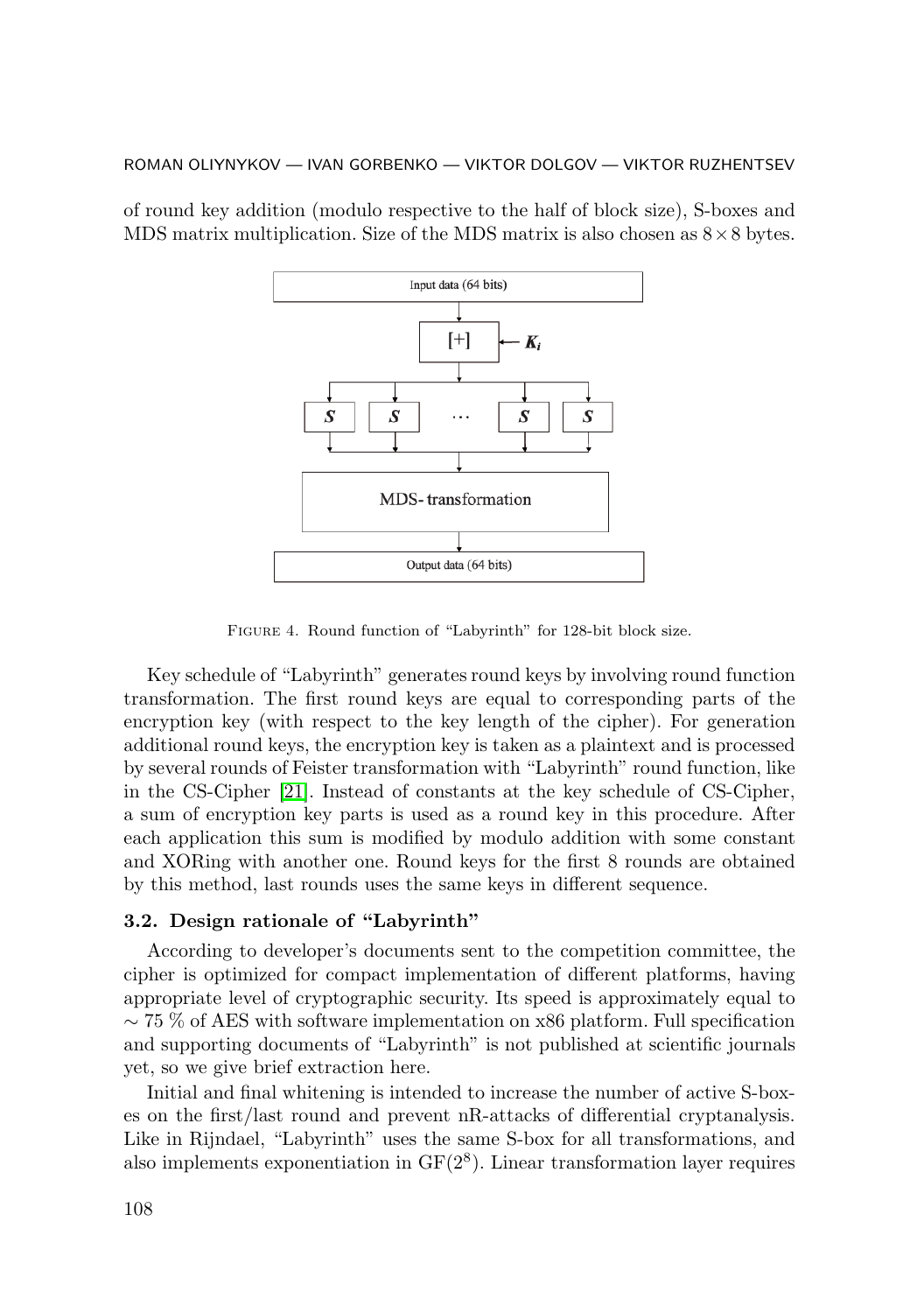of round key addition (modulo respective to the half of block size), S-boxes and MDS matrix multiplication. Size of the MDS matrix is also chosen as $8 \times 8$ bytes.

Figure 4. Round function of "Labyrinth" for 128-bit block size.

Key schedule of "Labyrinth" generates round keys by involving round function transformation. The first round keys are equal to corresponding parts of the encryption key (with respect to the key length of the cipher). For generation additional round keys, the encryption key is taken as a plaintext and is processed by several rounds of Feister transformation with "Labyrinth" round function, like in the CS-Cipher [21]. Instead of constants at the key schedule of CS-Cipher, a sum of encryption key parts is used as a round key in this procedure. After each application this sum is modified by modulo addition with some constant and XORing with another one. Round keys for the first 8 rounds are obtained by this method, last rounds uses the same keys in different sequence.

### 3.2. Design rationale of "Labyrinth"

According to developer's documents sent to the competition committee, the cipher is optimized for compact implementation of different platforms, having appropriate level of cryptographic security. Its speed is approximately equal to $\sim 75$ % of AES with software implementation on x86 platform. Full specification and supporting documents of "Labyrinth" is not published at scientific journals yet, so we give brief extraction here.

Initial and final whitening is intended to increase the number of active S-boxes on the first/last round and prevent nR-attacks of differential cryptanalysis. Like in Rijndael, "Labyrinth" uses the same S-box for all transformations, and also implements exponentiation in $GF(2^8)$. Linear transformation layer requires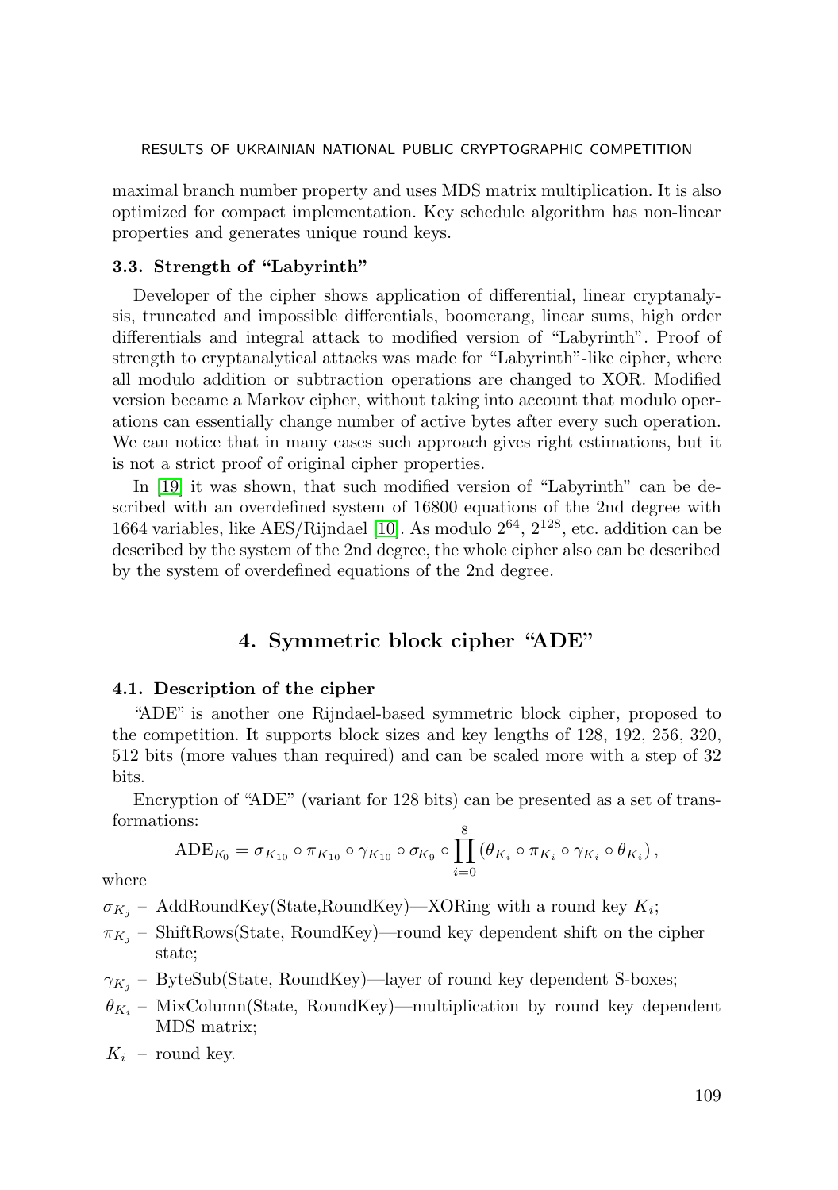maximal branch number property and uses MDS matrix multiplication. It is also optimized for compact implementation. Key schedule algorithm has non-linear properties and generates unique round keys.

### 3.3. Strength of "Labyrinth"

Developer of the cipher shows application of differential, linear cryptanalysis, truncated and impossible differentials, boomerang, linear sums, high order differentials and integral attack to modified version of "Labyrinth". Proof of strength to cryptanalytical attacks was made for "Labyrinth"-like cipher, where all modulo addition or subtraction operations are changed to XOR. Modified version became a Markov cipher, without taking into account that modulo operations can essentially change number of active bytes after every such operation. We can notice that in many cases such approach gives right estimations, but it is not a strict proof of original cipher properties.

In [19] it was shown, that such modified version of "Labyrinth" can be described with an overdefined system of 16800 equations of the 2nd degree with 1664 variables, like AES/Rijndael [10]. As modulo $2^{64}$, $2^{128}$, etc. addition can be described by the system of the 2nd degree, the whole cipher also can be described by the system of overdefined equations of the 2nd degree.

## 4. Symmetric block cipher "ADE"

### 4.1. Description of the cipher

"ADE" is another one Rijndael-based symmetric block cipher, proposed to the competition. It supports block sizes and key lengths of 128, 192, 256, 320, 512 bits (more values than required) and can be scaled more with a step of 32 bits.

Encryption of "ADE" (variant for 128 bits) can be presented as a set of transformations:

$$\mathrm{ADE}_{K_0} = \sigma_{K_{10}} \circ \pi_{K_{10}} \circ \gamma_{K_{10}} \circ \sigma_{K_9} \circ \prod_{i=0}^{8} \left( \theta_{K_i} \circ \pi_{K_i} \circ \gamma_{K_i} \circ \theta_{K_i} \right),$$

where

- $\sigma_{K_j}$ – AddRoundKey(State,RoundKey)—XORing with a round key $K_i$;
- $\pi_{K_j}$ – ShiftRows(State, RoundKey)—round key dependent shift on the cipher state;
- $\gamma_{K_j}$ – ByteSub(State, RoundKey)—layer of round key dependent S-boxes;
- $\theta_{K_i}$ – MixColumn(State, RoundKey)—multiplication by round key dependent MDS matrix;
- $K_i$ – round key.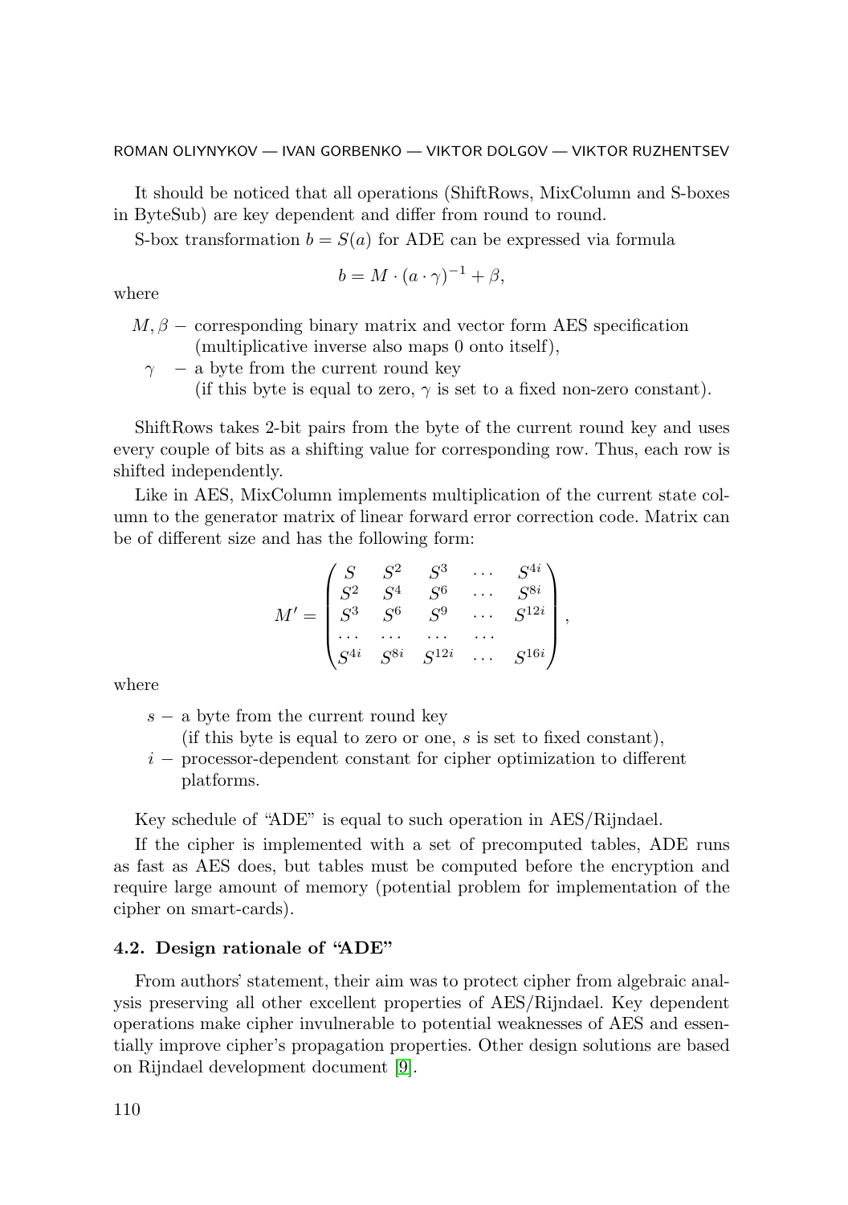It should be noticed that all operations (ShiftRows, MixColumn and S-boxes in ByteSub) are key dependent and differ from round to round.

S-box transformation $b = S(a)$ for ADE can be expressed via formula

$$b = M \cdot (a \cdot \gamma)^{-1} + \beta,$$

where

- $M, \beta$ − corresponding binary matrix and vector form AES specification (multiplicative inverse also maps 0 onto itself),
- $\gamma$ − a byte from the current round key (if this byte is equal to zero, $\gamma$ is set to a fixed non-zero constant).

ShiftRows takes 2-bit pairs from the byte of the current round key and uses every couple of bits as a shifting value for corresponding row. Thus, each row is shifted independently.

Like in AES, MixColumn implements multiplication of the current state column to the generator matrix of linear forward error correction code. Matrix can be of different size and has the following form:

$$M' = \begin{pmatrix} S & S^2 & S^3 & \cdots & S^{4i} \\ S^2 & S^4 & S^6 & \cdots & S^{8i} \\ S^3 & S^6 & S^9 & \cdots & S^{12i} \\ \cdots & \cdots & \cdots & \cdots & \\ S^{4i} & S^{8i} & S^{12i} & \cdots & S^{16i} \end{pmatrix},$$

where

- $s$ − a byte from the current round key (if this byte is equal to zero or one, $s$ is set to fixed constant),
- $i$ − processor-dependent constant for cipher optimization to different platforms.

Key schedule of "ADE" is equal to such operation in AES/Rijndael.

If the cipher is implemented with a set of precomputed tables, ADE runs as fast as AES does, but tables must be computed before the encryption and require large amount of memory (potential problem for implementation of the cipher on smart-cards).

### 4.2. Design rationale of "ADE"

From authors' statement, their aim was to protect cipher from algebraic analysis preserving all other excellent properties of AES/Rijndael. Key dependent operations make cipher invulnerable to potential weaknesses of AES and essentially improve cipher's propagation properties. Other design solutions are based on Rijndael development document [9].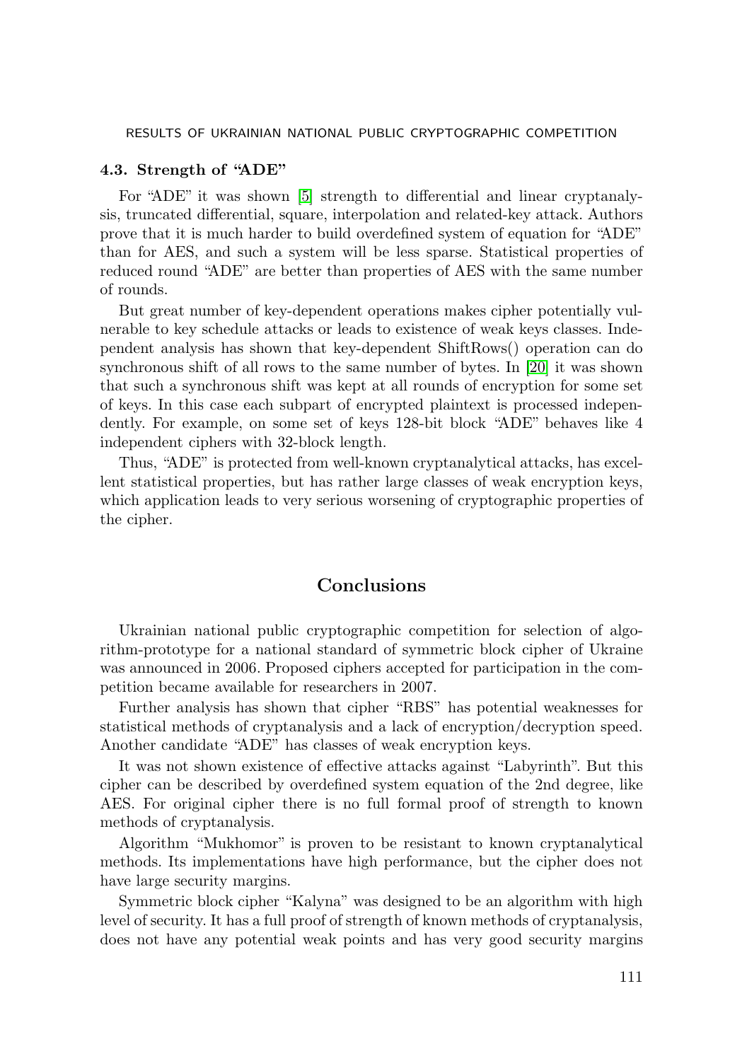### 4.3. Strength of "ADE"

For "ADE" it was shown [5] strength to differential and linear cryptanalysis, truncated differential, square, interpolation and related-key attack. Authors prove that it is much harder to build overdefined system of equation for "ADE" than for AES, and such a system will be less sparse. Statistical properties of reduced round "ADE" are better than properties of AES with the same number of rounds.

But great number of key-dependent operations makes cipher potentially vulnerable to key schedule attacks or leads to existence of weak keys classes. Independent analysis has shown that key-dependent ShiftRows() operation can do synchronous shift of all rows to the same number of bytes. In [20] it was shown that such a synchronous shift was kept at all rounds of encryption for some set of keys. In this case each subpart of encrypted plaintext is processed independently. For example, on some set of keys 128-bit block "ADE" behaves like 4 independent ciphers with 32-block length.

Thus, "ADE" is protected from well-known cryptanalytical attacks, has excellent statistical properties, but has rather large classes of weak encryption keys, which application leads to very serious worsening of cryptographic properties of the cipher.

## Conclusions

Ukrainian national public cryptographic competition for selection of algorithm-prototype for a national standard of symmetric block cipher of Ukraine was announced in 2006. Proposed ciphers accepted for participation in the competition became available for researchers in 2007.

Further analysis has shown that cipher "RBS" has potential weaknesses for statistical methods of cryptanalysis and a lack of encryption/decryption speed. Another candidate "ADE" has classes of weak encryption keys.

It was not shown existence of effective attacks against "Labyrinth". But this cipher can be described by overdefined system equation of the 2nd degree, like AES. For original cipher there is no full formal proof of strength to known methods of cryptanalysis.

Algorithm "Mukhomor" is proven to be resistant to known cryptanalytical methods. Its implementations have high performance, but the cipher does not have large security margins.

Symmetric block cipher "Kalyna" was designed to be an algorithm with high level of security. It has a full proof of strength of known methods of cryptanalysis, does not have any potential weak points and has very good security margins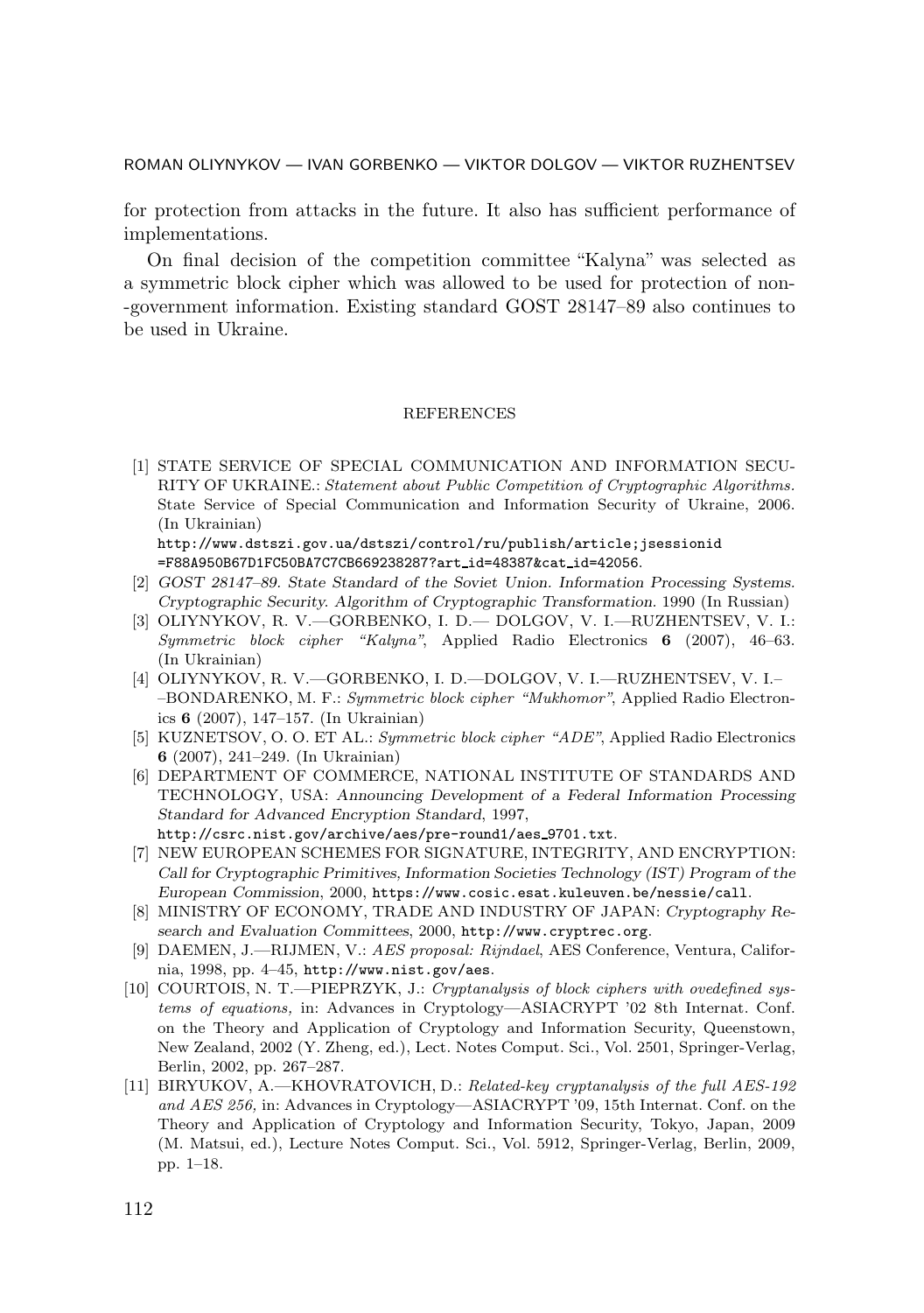for protection from attacks in the future. It also has sufficient performance of implementations.

On final decision of the competition committee "Kalyna" was selected as a symmetric block cipher which was allowed to be used for protection of non--government information. Existing standard GOST 28147–89 also continues to be used in Ukraine.

## REFERENCES

[1] STATE SERVICE OF SPECIAL COMMUNICATION AND INFORMATION SECURITY OF UKRAINE.: *Statement about Public Competition of Cryptographic Algorithms*. State Service of Special Communication and Information Security of Ukraine, 2006. (In Ukrainian) http://www.dstszi.gov.ua/dstszi/control/ru/publish/article;jsessionid =F88A950B67D1FC50BA7C7CB669238287?art_id=48387&cat_id=42056.

[2] *GOST 28147–89. State Standard of the Soviet Union. Information Processing Systems. Cryptographic Security. Algorithm of Cryptographic Transformation.* 1990 (In Russian)

[3] OLIYNYKOV, R. V.—GORBENKO, I. D.— DOLGOV, V. I.—RUZHENTSEV, V. I.: *Symmetric block cipher "Kalyna"*, Applied Radio Electronics **6** (2007), 46–63. (In Ukrainian)

[4] OLIYNYKOV, R. V.—GORBENKO, I. D.—DOLGOV, V. I.—RUZHENTSEV, V. I.– –BONDARENKO, M. F.: *Symmetric block cipher "Mukhomor"*, Applied Radio Electronics **6** (2007), 147–157. (In Ukrainian)

[5] KUZNETSOV, O. O. ET AL.: *Symmetric block cipher "ADE"*, Applied Radio Electronics **6** (2007), 241–249. (In Ukrainian)

[6] DEPARTMENT OF COMMERCE, NATIONAL INSTITUTE OF STANDARDS AND TECHNOLOGY, USA: *Announcing Development of a Federal Information Processing Standard for Advanced Encryption Standard*, 1997, http://csrc.nist.gov/archive/aes/pre-round1/aes_9701.txt.

[7] NEW EUROPEAN SCHEMES FOR SIGNATURE, INTEGRITY, AND ENCRYPTION: *Call for Cryptographic Primitives, Information Societies Technology (IST) Program of the European Commission*, 2000, https://www.cosic.esat.kuleuven.be/nessie/call.

[8] MINISTRY OF ECONOMY, TRADE AND INDUSTRY OF JAPAN: *Cryptography Research and Evaluation Committees*, 2000, http://www.cryptrec.org.

[9] DAEMEN, J.—RIJMEN, V.: *AES proposal: Rijndael*, AES Conference, Ventura, California, 1998, pp. 4–45, http://www.nist.gov/aes.

[10] COURTOIS, N. T.—PIEPRZYK, J.: *Cryptanalysis of block ciphers with ovedefined systems of equations,* in: Advances in Cryptology—ASIACRYPT '02 8th Internat. Conf. on the Theory and Application of Cryptology and Information Security, Queenstown, New Zealand, 2002 (Y. Zheng, ed.), Lect. Notes Comput. Sci., Vol. 2501, Springer-Verlag, Berlin, 2002, pp. 267–287.

[11] BIRYUKOV, A.—KHOVRATOVICH, D.: *Related-key cryptanalysis of the full AES-192 and AES 256,* in: Advances in Cryptology—ASIACRYPT '09, 15th Internat. Conf. on the Theory and Application of Cryptology and Information Security, Tokyo, Japan, 2009 (M. Matsui, ed.), Lecture Notes Comput. Sci., Vol. 5912, Springer-Verlag, Berlin, 2009, pp. 1–18.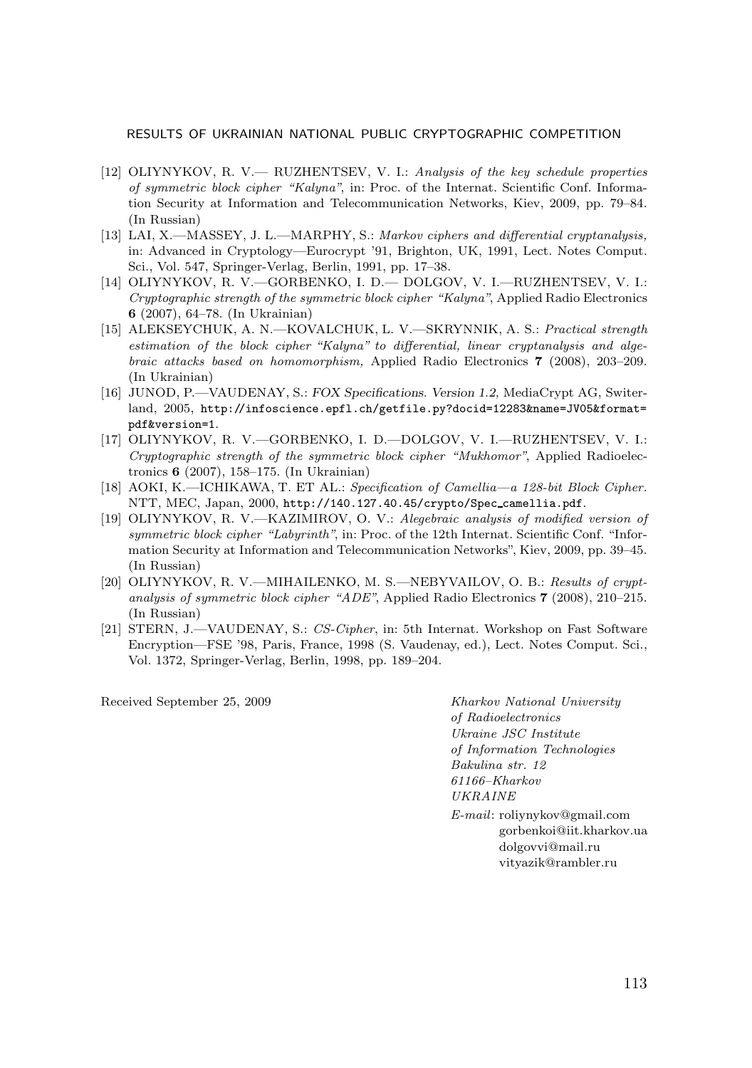[12] OLIYNYKOV, R. V.— RUZHENTSEV, V. I.: *Analysis of the key schedule properties of symmetric block cipher "Kalyna"*, in: Proc. of the Internat. Scientific Conf. Information Security at Information and Telecommunication Networks, Kiev, 2009, pp. 79–84. (In Russian)

[13] LAI, X.—MASSEY, J. L.—MARPHY, S.: *Markov ciphers and differential cryptanalysis,* in: Advanced in Cryptology—Eurocrypt '91, Brighton, UK, 1991, Lect. Notes Comput. Sci., Vol. 547, Springer-Verlag, Berlin, 1991, pp. 17–38.

[14] OLIYNYKOV, R. V.—GORBENKO, I. D.— DOLGOV, V. I.—RUZHENTSEV, V. I.: *Cryptographic strength of the symmetric block cipher "Kalyna"*, Applied Radio Electronics **6** (2007), 64–78. (In Ukrainian)

[15] ALEKSEYCHUK, A. N.—KOVALCHUK, L. V.—SKRYNNIK, A. S.: *Practical strength estimation of the block cipher "Kalyna" to differential, linear cryptanalysis and algebraic attacks based on homomorphism,* Applied Radio Electronics **7** (2008), 203–209. (In Ukrainian)

[16] JUNOD, P.—VAUDENAY, S.: *FOX Specifications. Version 1.2*, MediaCrypt AG, Switerland, 2005, `http://infoscience.epfl.ch/getfile.py?docid=12283&name=JV05&format=pdf&version=1`.

[17] OLIYNYKOV, R. V.—GORBENKO, I. D.—DOLGOV, V. I.—RUZHENTSEV, V. I.: *Cryptographic strength of the symmetric block cipher "Mukhomor"*, Applied Radioelectronics **6** (2007), 158–175. (In Ukrainian)

[18] AOKI, K.—ICHIKAWA, T. ET AL.: *Specification of Camellia—a 128-bit Block Cipher.* NTT, MEC, Japan, 2000, `http://140.127.40.45/crypto/Spec_camellia.pdf`.

[19] OLIYNYKOV, R. V.—KAZIMIROV, O. V.: *Alegebraic analysis of modified version of symmetric block cipher "Labyrinth"*, in: Proc. of the 12th Internat. Scientific Conf. "Information Security at Information and Telecommunication Networks", Kiev, 2009, pp. 39–45. (In Russian)

[20] OLIYNYKOV, R. V.—MIHAILENKO, M. S.—NEBYVAILOV, O. B.: *Results of cryptanalysis of symmetric block cipher "ADE"*, Applied Radio Electronics **7** (2008), 210–215. (In Russian)

[21] STERN, J.—VAUDENAY, S.: *CS-Cipher*, in: 5th Internat. Workshop on Fast Software Encryption—FSE '98, Paris, France, 1998 (S. Vaudenay, ed.), Lect. Notes Comput. Sci., Vol. 1372, Springer-Verlag, Berlin, 1998, pp. 189–204.

Received September 25, 2009

*Kharkov National University*
*of Radioelectronics*
*Ukraine JSC Institute*
*of Information Technologies*
*Bakulina str. 12*
*61166–Kharkov*
*UKRAINE*

*E-mail*: roliynykov@gmail.com
gorbenkoi@iit.kharkov.ua
dolgovvi@mail.ru
vityazik@rambler.ru